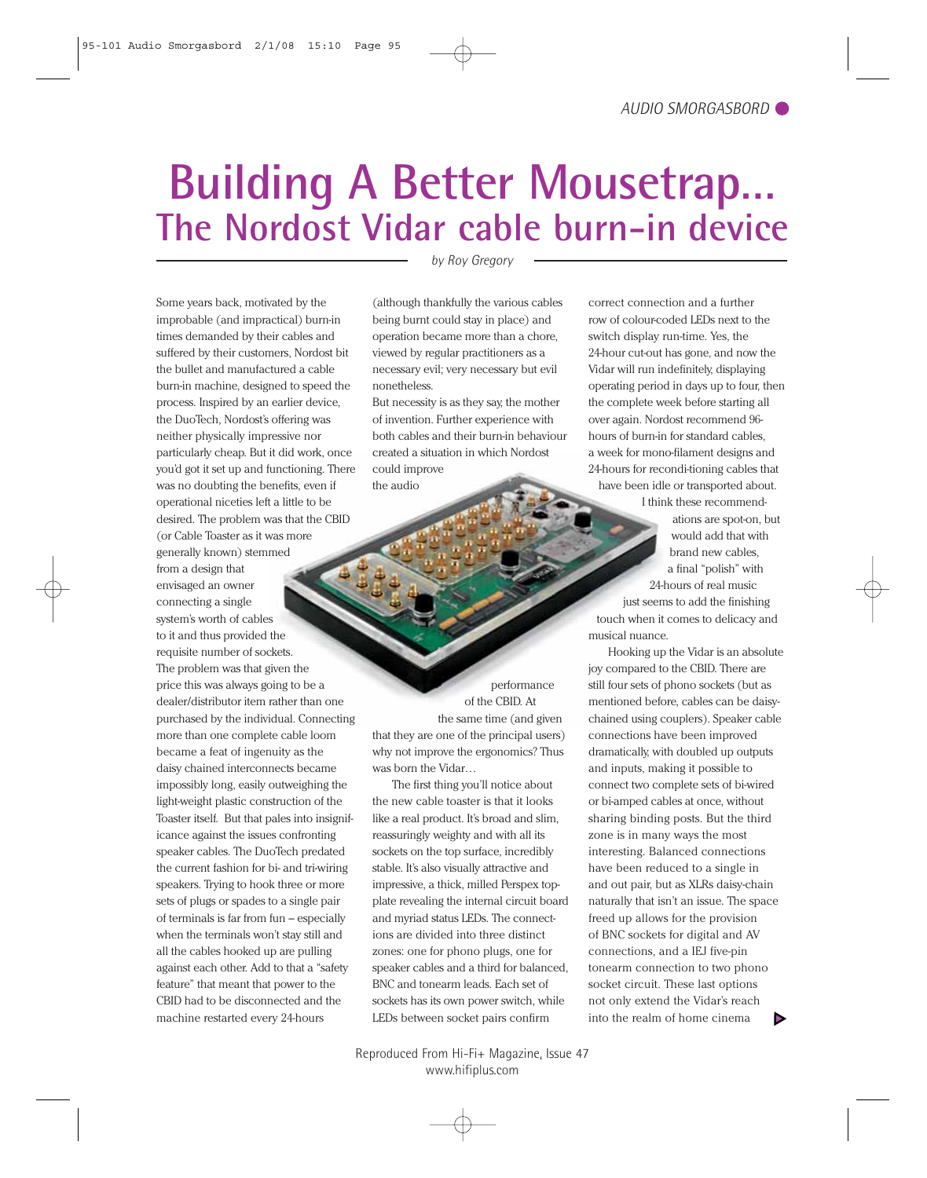# Building A Better Mousetrap...

## The Nordost Vidar cable burn-in device

*by Roy Gregory*

Some years back, motivated by the improbable (and impractical) burn-in times demanded by their cables and suffered by their customers, Nordost bit the bullet and manufactured a cable burn-in machine, designed to speed the process. Inspired by an earlier device, the DuoTech, Nordost's offering was neither physically impressive nor particularly cheap. But it did work, once you'd got it set up and functioning. There was no doubting the benefits, even if operational niceties left a little to be desired. The problem was that the CBID (or Cable Toaster as it was more generally known) stemmed from a design that envisaged an owner connecting a single system's worth of cables to it and thus provided the requisite number of sockets. The problem was that given the price this was always going to be a dealer/distributor item rather than one purchased by the individual. Connecting more than one complete cable loom became a feat of ingenuity as the daisy chained interconnects became impossibly long, easily outweighing the light-weight plastic construction of the Toaster itself. But that pales into insignificance against the issues confronting speaker cables. The DuoTech predated the current fashion for bi- and tri-wiring speakers. Trying to hook three or more sets of plugs or spades to a single pair of terminals is far from fun – especially when the terminals won't stay still and all the cables hooked up are pulling against each other. Add to that a "safety feature" that meant that power to the CBID had to be disconnected and the machine restarted every 24-hours (although thankfully the various cables being burnt could stay in place) and operation became more than a chore, viewed by regular practitioners as a necessary evil; very necessary but evil nonetheless.

But necessity is as they say, the mother of invention. Further experience with both cables and their burn-in behaviour created a situation in which Nordost could improve the audio performance of the CBID. At the same time (and given that they are one of the principal users) why not improve the ergonomics? Thus was born the Vidar…

The first thing you'll notice about the new cable toaster is that it looks like a real product. It's broad and slim, reassuringly weighty and with all its sockets on the top surface, incredibly stable. It's also visually attractive and impressive, a thick, milled Perspex top-plate revealing the internal circuit board and myriad status LEDs. The connections are divided into three distinct zones: one for phono plugs, one for speaker cables and a third for balanced, BNC and tonearm leads. Each set of sockets has its own power switch, while LEDs between socket pairs confirm correct connection and a further row of colour-coded LEDs next to the switch display run-time. Yes, the 24-hour cut-out has gone, and now the Vidar will run indefinitely, displaying operating period in days up to four, then the complete week before starting all over again. Nordost recommend 96-hours of burn-in for standard cables, a week for mono-filament designs and 24-hours for reconditioning cables that have been idle or transported about. I think these recommendations are spot-on, but would add that with brand new cables, a final "polish" with 24-hours of real music just seems to add the finishing touch when it comes to delicacy and musical nuance.

Hooking up the Vidar is an absolute joy compared to the CBID. There are still four sets of phono sockets (but as mentioned before, cables can be daisy-chained using couplers). Speaker cable connections have been improved dramatically, with doubled up outputs and inputs, making it possible to connect two complete sets of bi-wired or bi-amped cables at once, without sharing binding posts. But the third zone is in many ways the most interesting. Balanced connections have been reduced to a single in and out pair, but as XLRs daisy-chain naturally that isn't an issue. The space freed up allows for the provision of BNC sockets for digital and AV connections, and a IEJ five-pin tonearm connection to two phono socket circuit. These last options not only extend the Vidar's reach into the realm of home cinema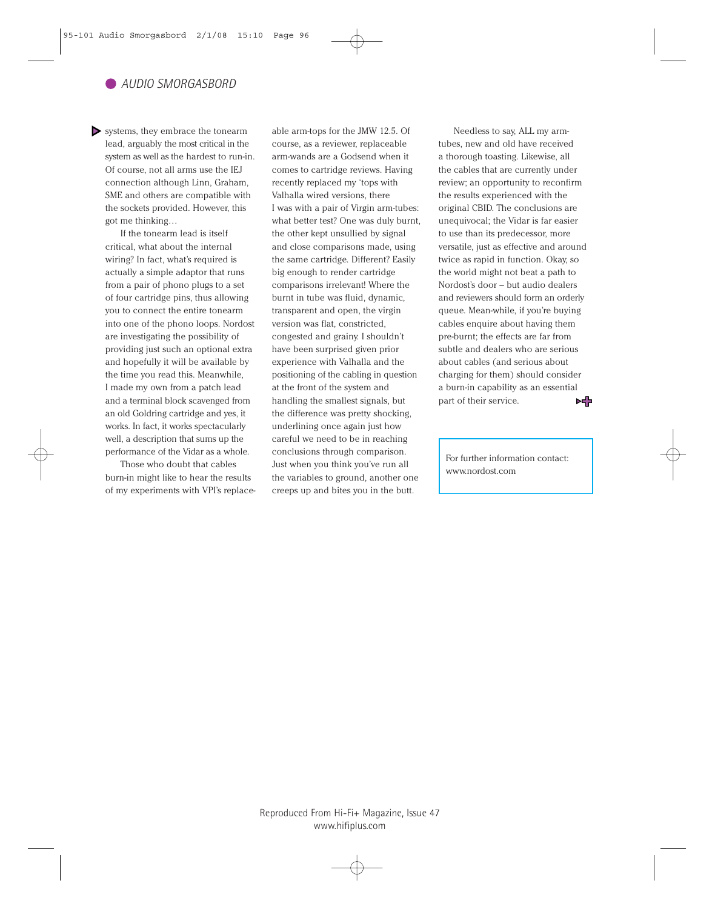systems, they embrace the tonearm lead, arguably the most critical in the system as well as the hardest to run-in. Of course, not all arms use the IEJ connection although Linn, Graham, SME and others are compatible with the sockets provided. However, this got me thinking…

If the tonearm lead is itself critical, what about the internal wiring? In fact, what's required is actually a simple adaptor that runs from a pair of phono plugs to a set of four cartridge pins, thus allowing you to connect the entire tonearm into one of the phono loops. Nordost are investigating the possibility of providing just such an optional extra and hopefully it will be available by the time you read this. Meanwhile, I made my own from a patch lead and a terminal block scavenged from an old Goldring cartridge and yes, it works. In fact, it works spectacularly well, a description that sums up the performance of the Vidar as a whole.

Those who doubt that cables burn-in might like to hear the results of my experiments with VPI's replaceable arm-tops for the JMW 12.5. Of course, as a reviewer, replaceable arm-wands are a Godsend when it comes to cartridge reviews. Having recently replaced my 'tops with Valhalla wired versions, there I was with a pair of Virgin arm-tubes: what better test? One was duly burnt, the other kept unsullied by signal and close comparisons made, using the same cartridge. Different? Easily big enough to render cartridge comparisons irrelevant! Where the burnt in tube was fluid, dynamic, transparent and open, the virgin version was flat, constricted, congested and grainy. I shouldn't have been surprised given prior experience with Valhalla and the positioning of the cabling in question at the front of the system and handling the smallest signals, but the difference was pretty shocking, underlining once again just how careful we need to be in reaching conclusions through comparison. Just when you think you've run all the variables to ground, another one creeps up and bites you in the butt.

Needless to say, ALL my arm-tubes, new and old have received a thorough toasting. Likewise, all the cables that are currently under review; an opportunity to reconfirm the results experienced with the original CBID. The conclusions are unequivocal; the Vidar is far easier to use than its predecessor, more versatile, just as effective and around twice as rapid in function. Okay, so the world might not beat a path to Nordost's door – but audio dealers and reviewers should form an orderly queue. Mean-while, if you're buying cables enquire about having them pre-burnt; the effects are far from subtle and dealers who are serious about cables (and serious about charging for them) should consider a burn-in capability as an essential part of their service.

For further information contact:
www.nordost.com

Reproduced From Hi-Fi+ Magazine, Issue 47
www.hifiplus.com